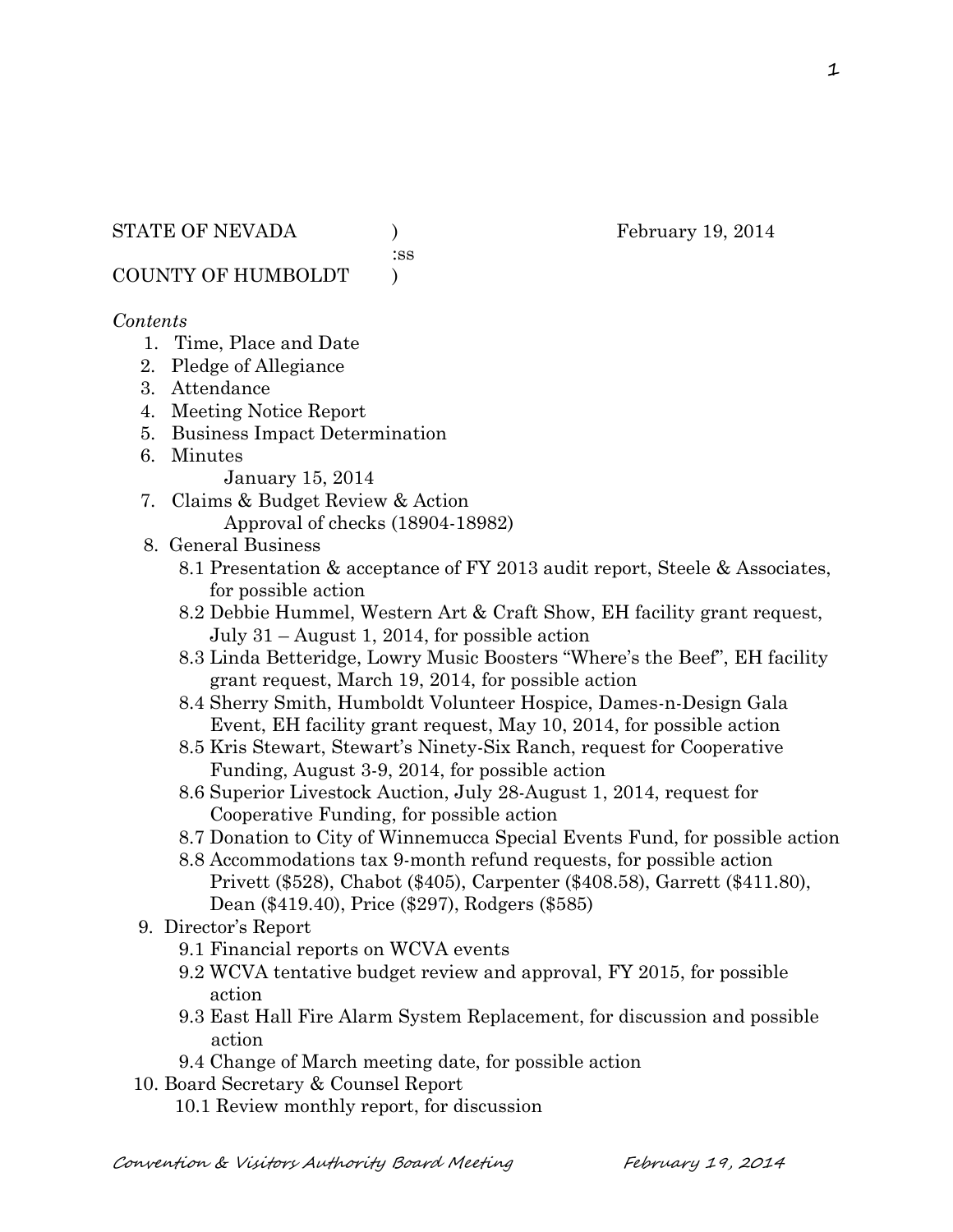STATE OF NEVADA ) February 19, 2014
:ss
COUNTY OF HUMBOLDT )

*Contents*

1. Time, Place and Date
2. Pledge of Allegiance
3. Attendance
4. Meeting Notice Report
5. Business Impact Determination
6. Minutes
   January 15, 2014
7. Claims & Budget Review & Action
   Approval of checks (18904-18982)
8. General Business
   - 8.1 Presentation & acceptance of FY 2013 audit report, Steele & Associates, for possible action
   - 8.2 Debbie Hummel, Western Art & Craft Show, EH facility grant request, July 31 – August 1, 2014, for possible action
   - 8.3 Linda Betteridge, Lowry Music Boosters "Where's the Beef", EH facility grant request, March 19, 2014, for possible action
   - 8.4 Sherry Smith, Humboldt Volunteer Hospice, Dames-n-Design Gala Event, EH facility grant request, May 10, 2014, for possible action
   - 8.5 Kris Stewart, Stewart's Ninety-Six Ranch, request for Cooperative Funding, August 3-9, 2014, for possible action
   - 8.6 Superior Livestock Auction, July 28-August 1, 2014, request for Cooperative Funding, for possible action
   - 8.7 Donation to City of Winnemucca Special Events Fund, for possible action
   - 8.8 Accommodations tax 9-month refund requests, for possible action
     Privett ($528), Chabot ($405), Carpenter ($408.58), Garrett ($411.80), Dean ($419.40), Price ($297), Rodgers ($585)
9. Director's Report
   - 9.1 Financial reports on WCVA events
   - 9.2 WCVA tentative budget review and approval, FY 2015, for possible action
   - 9.3 East Hall Fire Alarm System Replacement, for discussion and possible action
   - 9.4 Change of March meeting date, for possible action
10. Board Secretary & Counsel Report
    - 10.1 Review monthly report, for discussion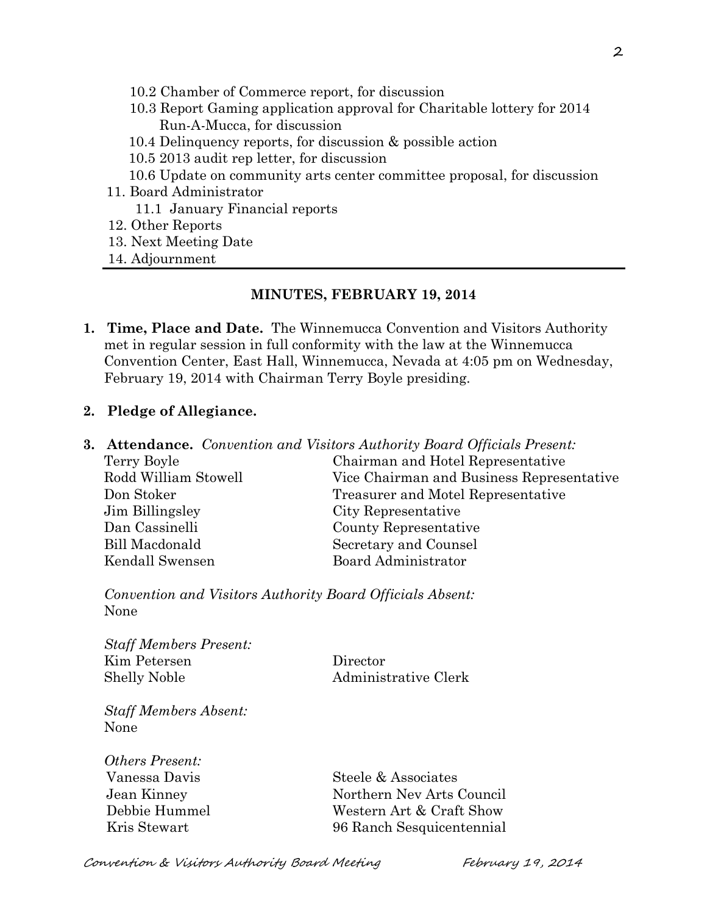10.2 Chamber of Commerce report, for discussion
10.3 Report Gaming application approval for Charitable lottery for 2014 Run-A-Mucca, for discussion
10.4 Delinquency reports, for discussion & possible action
10.5 2013 audit rep letter, for discussion
10.6 Update on community arts center committee proposal, for discussion

11. Board Administrator
    11.1 January Financial reports
12. Other Reports
13. Next Meeting Date
14. Adjournment

---

**MINUTES, FEBRUARY 19, 2014**

1. **Time, Place and Date.** The Winnemucca Convention and Visitors Authority met in regular session in full conformity with the law at the Winnemucca Convention Center, East Hall, Winnemucca, Nevada at 4:05 pm on Wednesday, February 19, 2014 with Chairman Terry Boyle presiding.

2. **Pledge of Allegiance.**

3. **Attendance.** *Convention and Visitors Authority Board Officials Present:*

| | |
|---|---|
| Terry Boyle | Chairman and Hotel Representative |
| Rodd William Stowell | Vice Chairman and Business Representative |
| Don Stoker | Treasurer and Motel Representative |
| Jim Billingsley | City Representative |
| Dan Cassinelli | County Representative |
| Bill Macdonald | Secretary and Counsel |
| Kendall Swensen | Board Administrator |

*Convention and Visitors Authority Board Officials Absent:*
None

*Staff Members Present:*

| | |
|---|---|
| Kim Petersen | Director |
| Shelly Noble | Administrative Clerk |

*Staff Members Absent:*
None

*Others Present:*

| | |
|---|---|
| Vanessa Davis | Steele & Associates |
| Jean Kinney | Northern Nev Arts Council |
| Debbie Hummel | Western Art & Craft Show |
| Kris Stewart | 96 Ranch Sesquicentennial |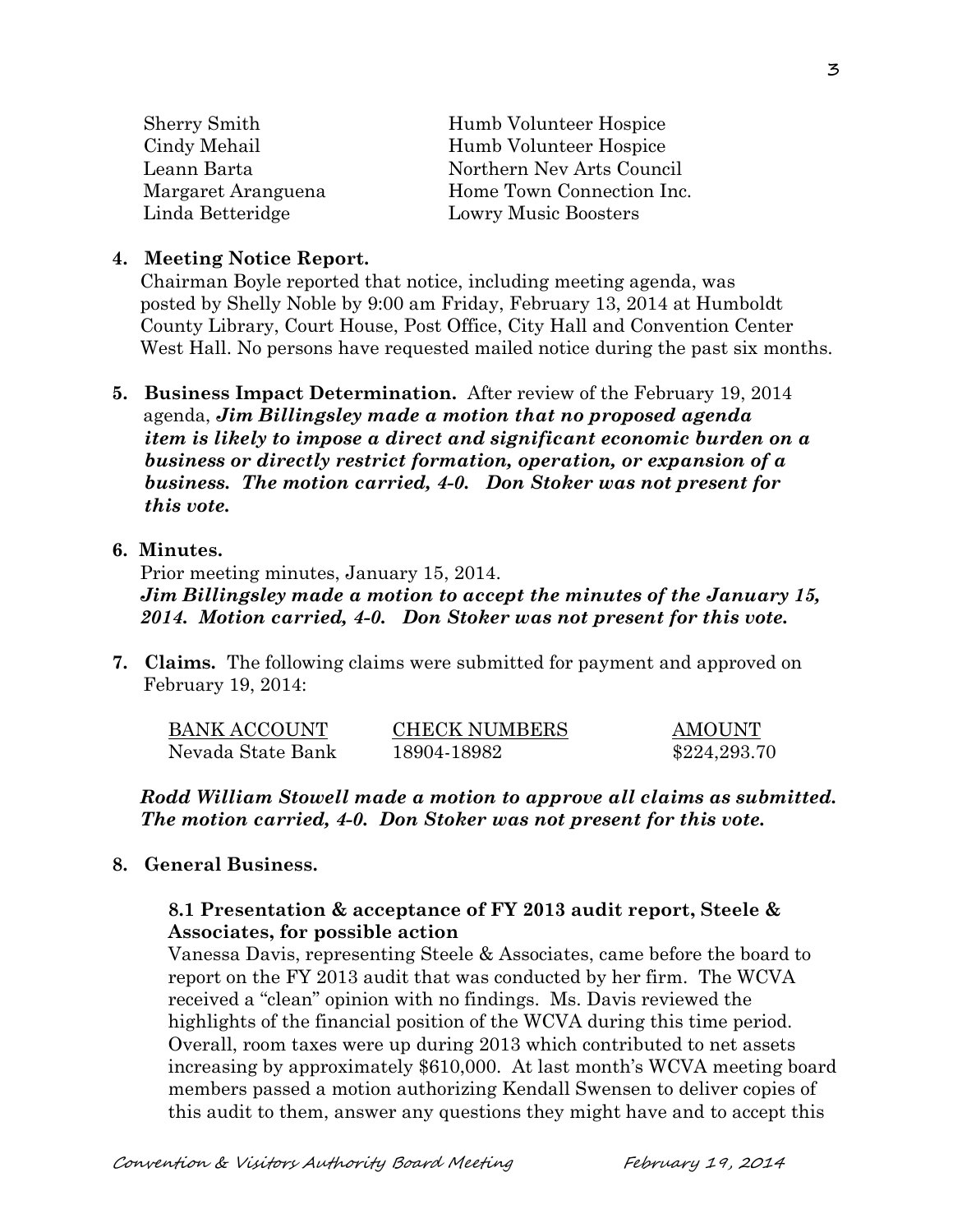| | |
|---|---|
| Sherry Smith | Humb Volunteer Hospice |
| Cindy Mehail | Humb Volunteer Hospice |
| Leann Barta | Northern Nev Arts Council |
| Margaret Aranguena | Home Town Connection Inc. |
| Linda Betteridge | Lowry Music Boosters |

**4. Meeting Notice Report.**

Chairman Boyle reported that notice, including meeting agenda, was posted by Shelly Noble by 9:00 am Friday, February 13, 2014 at Humboldt County Library, Court House, Post Office, City Hall and Convention Center West Hall. No persons have requested mailed notice during the past six months.

**5. Business Impact Determination.** After review of the February 19, 2014 agenda, ***Jim Billingsley made a motion that no proposed agenda item is likely to impose a direct and significant economic burden on a business or directly restrict formation, operation, or expansion of a business. The motion carried, 4-0. Don Stoker was not present for this vote.***

**6. Minutes.**

Prior meeting minutes, January 15, 2014.

***Jim Billingsley made a motion to accept the minutes of the January 15, 2014. Motion carried, 4-0. Don Stoker was not present for this vote.***

**7. Claims.** The following claims were submitted for payment and approved on February 19, 2014:

| BANK ACCOUNT | CHECK NUMBERS | AMOUNT |
|---|---|---|
| Nevada State Bank | 18904-18982 | $224,293.70 |

***Rodd William Stowell made a motion to approve all claims as submitted. The motion carried, 4-0. Don Stoker was not present for this vote.***

**8. General Business.**

**8.1 Presentation & acceptance of FY 2013 audit report, Steele & Associates, for possible action**

Vanessa Davis, representing Steele & Associates, came before the board to report on the FY 2013 audit that was conducted by her firm. The WCVA received a "clean" opinion with no findings. Ms. Davis reviewed the highlights of the financial position of the WCVA during this time period. Overall, room taxes were up during 2013 which contributed to net assets increasing by approximately $610,000. At last month's WCVA meeting board members passed a motion authorizing Kendall Swensen to deliver copies of this audit to them, answer any questions they might have and to accept this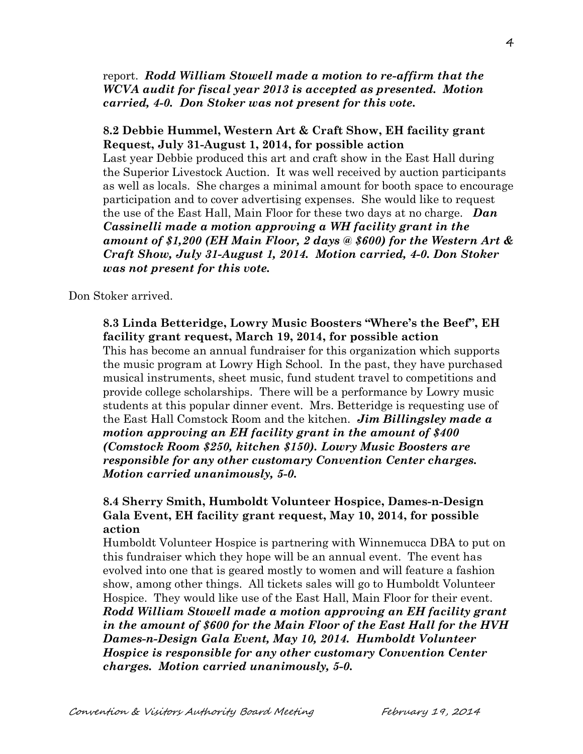report. ***Rodd William Stowell made a motion to re-affirm that the WCVA audit for fiscal year 2013 is accepted as presented. Motion carried, 4-0. Don Stoker was not present for this vote.***

**8.2 Debbie Hummel, Western Art & Craft Show, EH facility grant Request, July 31-August 1, 2014, for possible action**

Last year Debbie produced this art and craft show in the East Hall during the Superior Livestock Auction. It was well received by auction participants as well as locals. She charges a minimal amount for booth space to encourage participation and to cover advertising expenses. She would like to request the use of the East Hall, Main Floor for these two days at no charge. ***Dan Cassinelli made a motion approving a WH facility grant in the amount of $1,200 (EH Main Floor, 2 days @ $600) for the Western Art & Craft Show, July 31-August 1, 2014. Motion carried, 4-0. Don Stoker was not present for this vote.***

Don Stoker arrived.

**8.3 Linda Betteridge, Lowry Music Boosters "Where's the Beef", EH facility grant request, March 19, 2014, for possible action**

This has become an annual fundraiser for this organization which supports the music program at Lowry High School. In the past, they have purchased musical instruments, sheet music, fund student travel to competitions and provide college scholarships. There will be a performance by Lowry music students at this popular dinner event. Mrs. Betteridge is requesting use of the East Hall Comstock Room and the kitchen. ***Jim Billingsley made a motion approving an EH facility grant in the amount of $400 (Comstock Room $250, kitchen $150). Lowry Music Boosters are responsible for any other customary Convention Center charges. Motion carried unanimously, 5-0.***

**8.4 Sherry Smith, Humboldt Volunteer Hospice, Dames-n-Design Gala Event, EH facility grant request, May 10, 2014, for possible action**

Humboldt Volunteer Hospice is partnering with Winnemucca DBA to put on this fundraiser which they hope will be an annual event. The event has evolved into one that is geared mostly to women and will feature a fashion show, among other things. All tickets sales will go to Humboldt Volunteer Hospice. They would like use of the East Hall, Main Floor for their event. ***Rodd William Stowell made a motion approving an EH facility grant in the amount of $600 for the Main Floor of the East Hall for the HVH Dames-n-Design Gala Event, May 10, 2014. Humboldt Volunteer Hospice is responsible for any other customary Convention Center charges. Motion carried unanimously, 5-0.***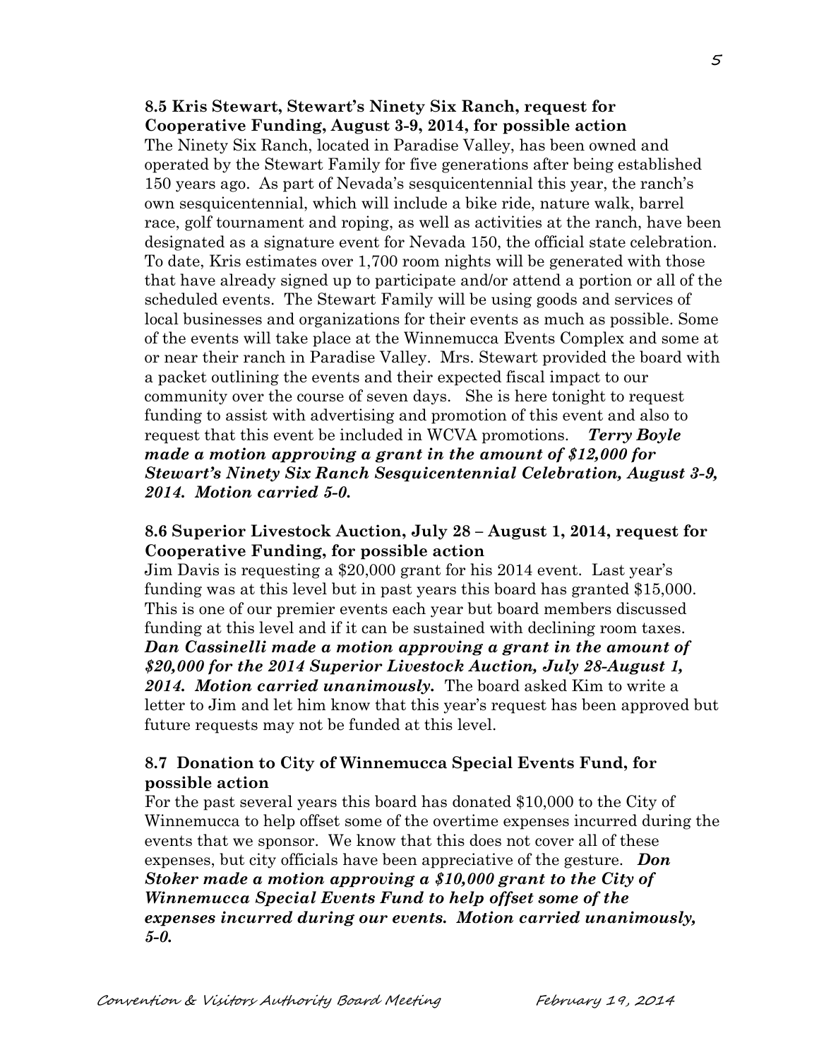**8.5 Kris Stewart, Stewart's Ninety Six Ranch, request for Cooperative Funding, August 3-9, 2014, for possible action**

The Ninety Six Ranch, located in Paradise Valley, has been owned and operated by the Stewart Family for five generations after being established 150 years ago. As part of Nevada's sesquicentennial this year, the ranch's own sesquicentennial, which will include a bike ride, nature walk, barrel race, golf tournament and roping, as well as activities at the ranch, have been designated as a signature event for Nevada 150, the official state celebration. To date, Kris estimates over 1,700 room nights will be generated with those that have already signed up to participate and/or attend a portion or all of the scheduled events. The Stewart Family will be using goods and services of local businesses and organizations for their events as much as possible. Some of the events will take place at the Winnemucca Events Complex and some at or near their ranch in Paradise Valley. Mrs. Stewart provided the board with a packet outlining the events and their expected fiscal impact to our community over the course of seven days. She is here tonight to request funding to assist with advertising and promotion of this event and also to request that this event be included in WCVA promotions. ***Terry Boyle made a motion approving a grant in the amount of $12,000 for Stewart's Ninety Six Ranch Sesquicentennial Celebration, August 3-9, 2014. Motion carried 5-0.***

**8.6 Superior Livestock Auction, July 28 – August 1, 2014, request for Cooperative Funding, for possible action**

Jim Davis is requesting a $20,000 grant for his 2014 event. Last year's funding was at this level but in past years this board has granted $15,000. This is one of our premier events each year but board members discussed funding at this level and if it can be sustained with declining room taxes. ***Dan Cassinelli made a motion approving a grant in the amount of $20,000 for the 2014 Superior Livestock Auction, July 28-August 1, 2014. Motion carried unanimously.*** The board asked Kim to write a letter to Jim and let him know that this year's request has been approved but future requests may not be funded at this level.

**8.7 Donation to City of Winnemucca Special Events Fund, for possible action**

For the past several years this board has donated $10,000 to the City of Winnemucca to help offset some of the overtime expenses incurred during the events that we sponsor. We know that this does not cover all of these expenses, but city officials have been appreciative of the gesture. ***Don Stoker made a motion approving a $10,000 grant to the City of Winnemucca Special Events Fund to help offset some of the expenses incurred during our events. Motion carried unanimously, 5-0.***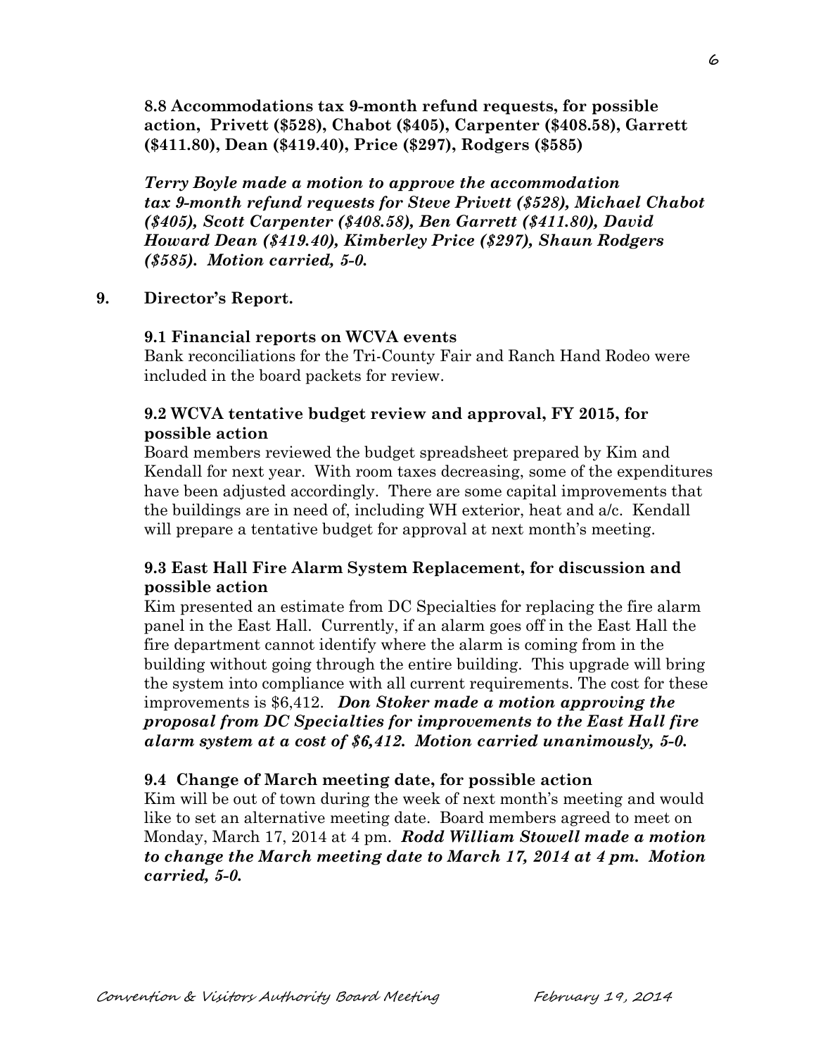**8.8 Accommodations tax 9-month refund requests, for possible action, Privett ($528), Chabot ($405), Carpenter ($408.58), Garrett ($411.80), Dean ($419.40), Price ($297), Rodgers ($585)**

***Terry Boyle made a motion to approve the accommodation tax 9-month refund requests for Steve Privett ($528), Michael Chabot ($405), Scott Carpenter ($408.58), Ben Garrett ($411.80), David Howard Dean ($419.40), Kimberley Price ($297), Shaun Rodgers ($585). Motion carried, 5-0.***

## 9. Director's Report.

**9.1 Financial reports on WCVA events**

Bank reconciliations for the Tri-County Fair and Ranch Hand Rodeo were included in the board packets for review.

**9.2 WCVA tentative budget review and approval, FY 2015, for possible action**

Board members reviewed the budget spreadsheet prepared by Kim and Kendall for next year. With room taxes decreasing, some of the expenditures have been adjusted accordingly. There are some capital improvements that the buildings are in need of, including WH exterior, heat and a/c. Kendall will prepare a tentative budget for approval at next month's meeting.

**9.3 East Hall Fire Alarm System Replacement, for discussion and possible action**

Kim presented an estimate from DC Specialties for replacing the fire alarm panel in the East Hall. Currently, if an alarm goes off in the East Hall the fire department cannot identify where the alarm is coming from in the building without going through the entire building. This upgrade will bring the system into compliance with all current requirements. The cost for these improvements is $6,412. ***Don Stoker made a motion approving the proposal from DC Specialties for improvements to the East Hall fire alarm system at a cost of $6,412. Motion carried unanimously, 5-0.***

**9.4 Change of March meeting date, for possible action**

Kim will be out of town during the week of next month's meeting and would like to set an alternative meeting date. Board members agreed to meet on Monday, March 17, 2014 at 4 pm. ***Rodd William Stowell made a motion to change the March meeting date to March 17, 2014 at 4 pm. Motion carried, 5-0.***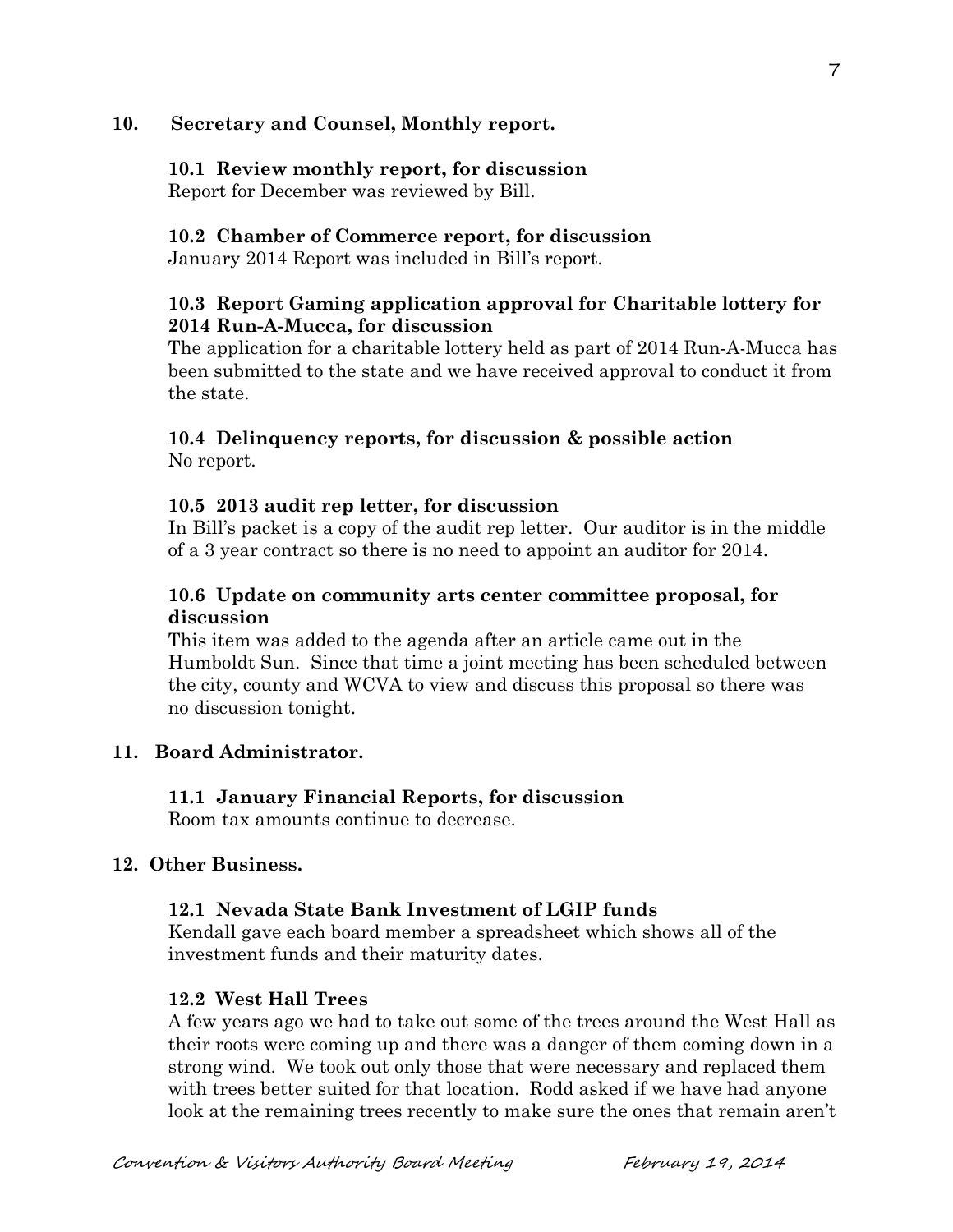**10. Secretary and Counsel, Monthly report.**

**10.1 Review monthly report, for discussion**
Report for December was reviewed by Bill.

**10.2 Chamber of Commerce report, for discussion**
January 2014 Report was included in Bill's report.

**10.3 Report Gaming application approval for Charitable lottery for 2014 Run-A-Mucca, for discussion**
The application for a charitable lottery held as part of 2014 Run-A-Mucca has been submitted to the state and we have received approval to conduct it from the state.

**10.4 Delinquency reports, for discussion & possible action**
No report.

**10.5 2013 audit rep letter, for discussion**
In Bill's packet is a copy of the audit rep letter. Our auditor is in the middle of a 3 year contract so there is no need to appoint an auditor for 2014.

**10.6 Update on community arts center committee proposal, for discussion**
This item was added to the agenda after an article came out in the Humboldt Sun. Since that time a joint meeting has been scheduled between the city, county and WCVA to view and discuss this proposal so there was no discussion tonight.

**11. Board Administrator.**

**11.1 January Financial Reports, for discussion**
Room tax amounts continue to decrease.

**12. Other Business.**

**12.1 Nevada State Bank Investment of LGIP funds**
Kendall gave each board member a spreadsheet which shows all of the investment funds and their maturity dates.

**12.2 West Hall Trees**
A few years ago we had to take out some of the trees around the West Hall as their roots were coming up and there was a danger of them coming down in a strong wind. We took out only those that were necessary and replaced them with trees better suited for that location. Rodd asked if we have had anyone look at the remaining trees recently to make sure the ones that remain aren't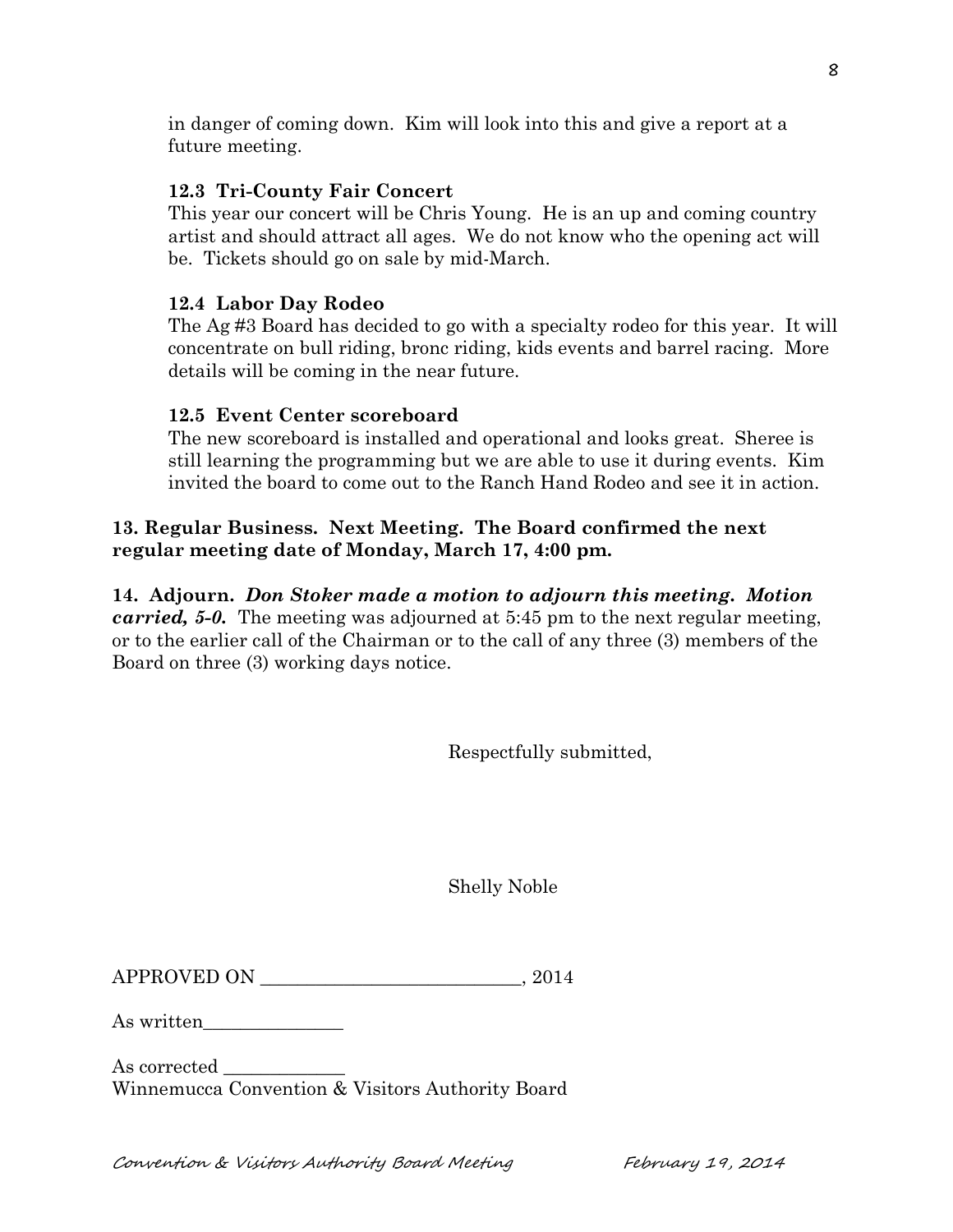in danger of coming down. Kim will look into this and give a report at a future meeting.

**12.3 Tri-County Fair Concert**

This year our concert will be Chris Young. He is an up and coming country artist and should attract all ages. We do not know who the opening act will be. Tickets should go on sale by mid-March.

**12.4 Labor Day Rodeo**

The Ag #3 Board has decided to go with a specialty rodeo for this year. It will concentrate on bull riding, bronc riding, kids events and barrel racing. More details will be coming in the near future.

**12.5 Event Center scoreboard**

The new scoreboard is installed and operational and looks great. Sheree is still learning the programming but we are able to use it during events. Kim invited the board to come out to the Ranch Hand Rodeo and see it in action.

**13. Regular Business. Next Meeting. The Board confirmed the next regular meeting date of Monday, March 17, 4:00 pm.**

**14. Adjourn.** ***Don Stoker made a motion to adjourn this meeting. Motion carried, 5-0.*** The meeting was adjourned at 5:45 pm to the next regular meeting, or to the earlier call of the Chairman or to the call of any three (3) members of the Board on three (3) working days notice.

Respectfully submitted,

Shelly Noble

APPROVED ON ____________________________, 2014

As written_______________

As corrected _____________

Winnemucca Convention & Visitors Authority Board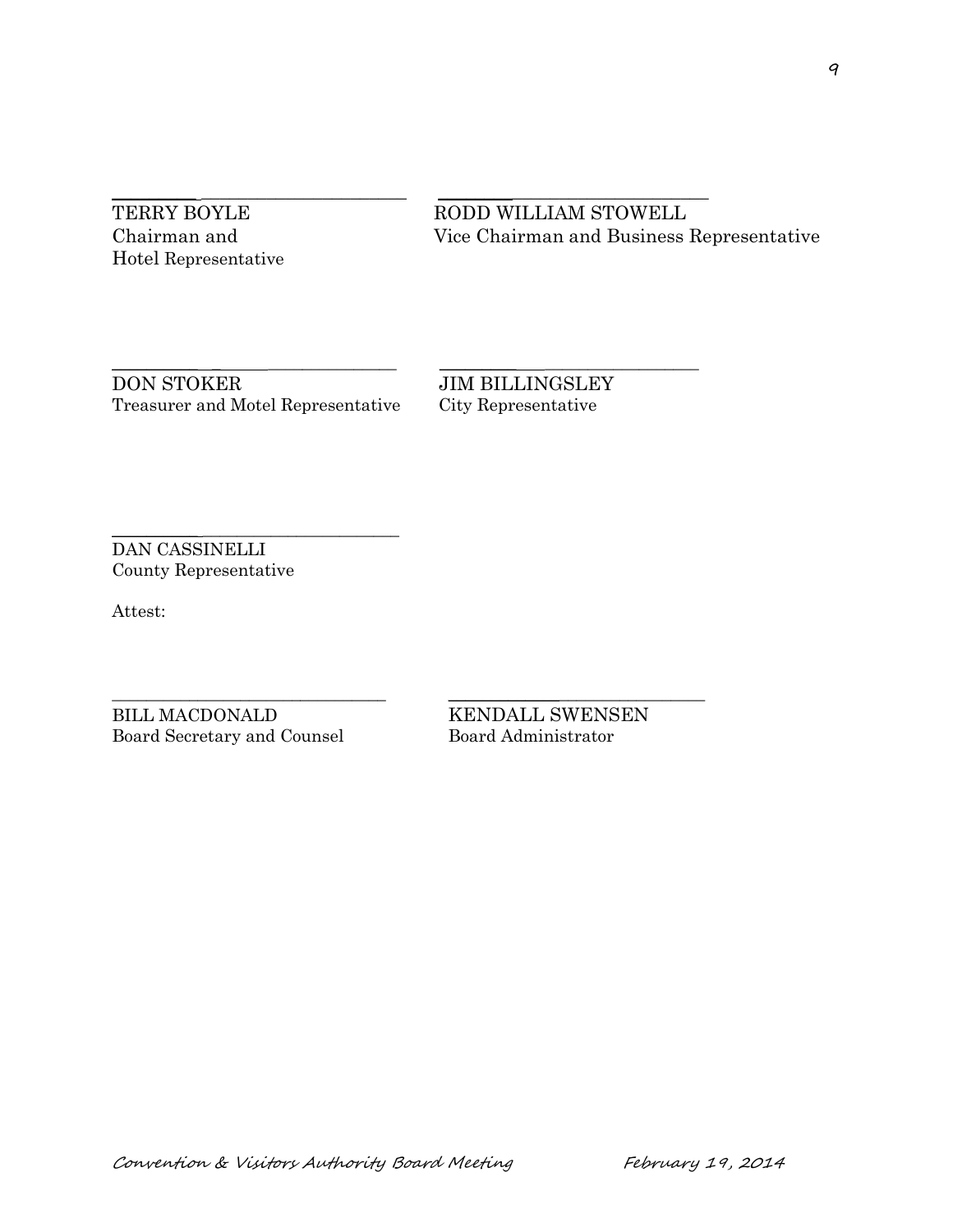\_\_\_\_\_\_\_\_\_\_\_\_\_\_\_\_\_\_\_\_\_\_\_\_\_\_\_\_\_\_\_\_
TERRY BOYLE
Chairman and
Hotel Representative

\_\_\_\_\_\_\_\_\_\_\_\_\_\_\_\_\_\_\_\_\_\_\_\_\_\_\_\_\_\_\_\_
RODD WILLIAM STOWELL
Vice Chairman and Business Representative

\_\_\_\_\_\_\_\_\_\_\_\_\_\_\_\_\_\_\_\_\_\_\_\_\_\_\_\_\_\_\_\_
DON STOKER
Treasurer and Motel Representative

\_\_\_\_\_\_\_\_\_\_\_\_\_\_\_\_\_\_\_\_\_\_\_\_\_\_\_\_\_\_\_\_
JIM BILLINGSLEY
City Representative

\_\_\_\_\_\_\_\_\_\_\_\_\_\_\_\_\_\_\_\_\_\_\_\_\_\_\_\_\_\_\_\_
DAN CASSINELLI
County Representative

Attest:

\_\_\_\_\_\_\_\_\_\_\_\_\_\_\_\_\_\_\_\_\_\_\_\_\_\_\_\_\_\_\_\_
BILL MACDONALD
Board Secretary and Counsel

\_\_\_\_\_\_\_\_\_\_\_\_\_\_\_\_\_\_\_\_\_\_\_\_\_\_\_\_\_\_\_\_
KENDALL SWENSEN
Board Administrator